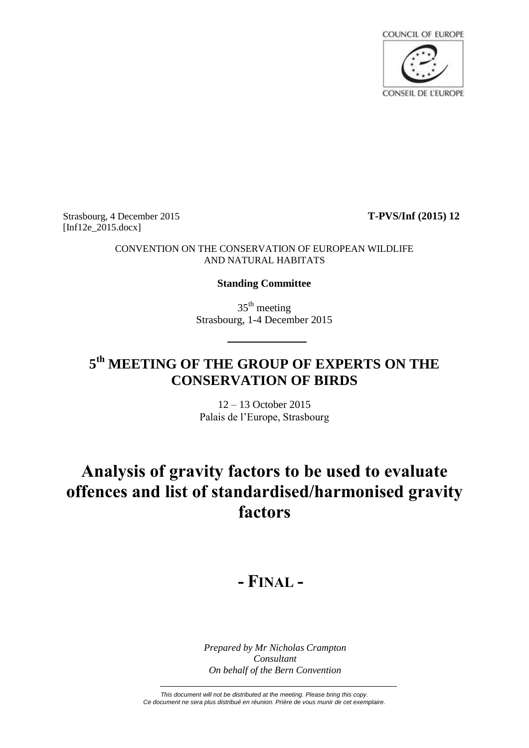COUNCIL OF EUROPE

CONSEIL DE L'EUROPE

Strasbourg, 4 December 2015 **T-PVS/Inf (2015) 12**
[Inf12e_2015.docx]

CONVENTION ON THE CONSERVATION OF EUROPEAN WILDLIFE AND NATURAL HABITATS

**Standing Committee**

35th meeting
Strasbourg, 1-4 December 2015

## 5th MEETING OF THE GROUP OF EXPERTS ON THE CONSERVATION OF BIRDS

12 – 13 October 2015
Palais de l'Europe, Strasbourg

# Analysis of gravity factors to be used to evaluate offences and list of standardised/harmonised gravity factors

# - FINAL -

*Prepared by Mr Nicholas Crampton*
*Consultant*
*On behalf of the Bern Convention*

*This document will not be distributed at the meeting. Please bring this copy.*
*Ce document ne sera plus distribué en réunion. Prière de vous munir de cet exemplaire.*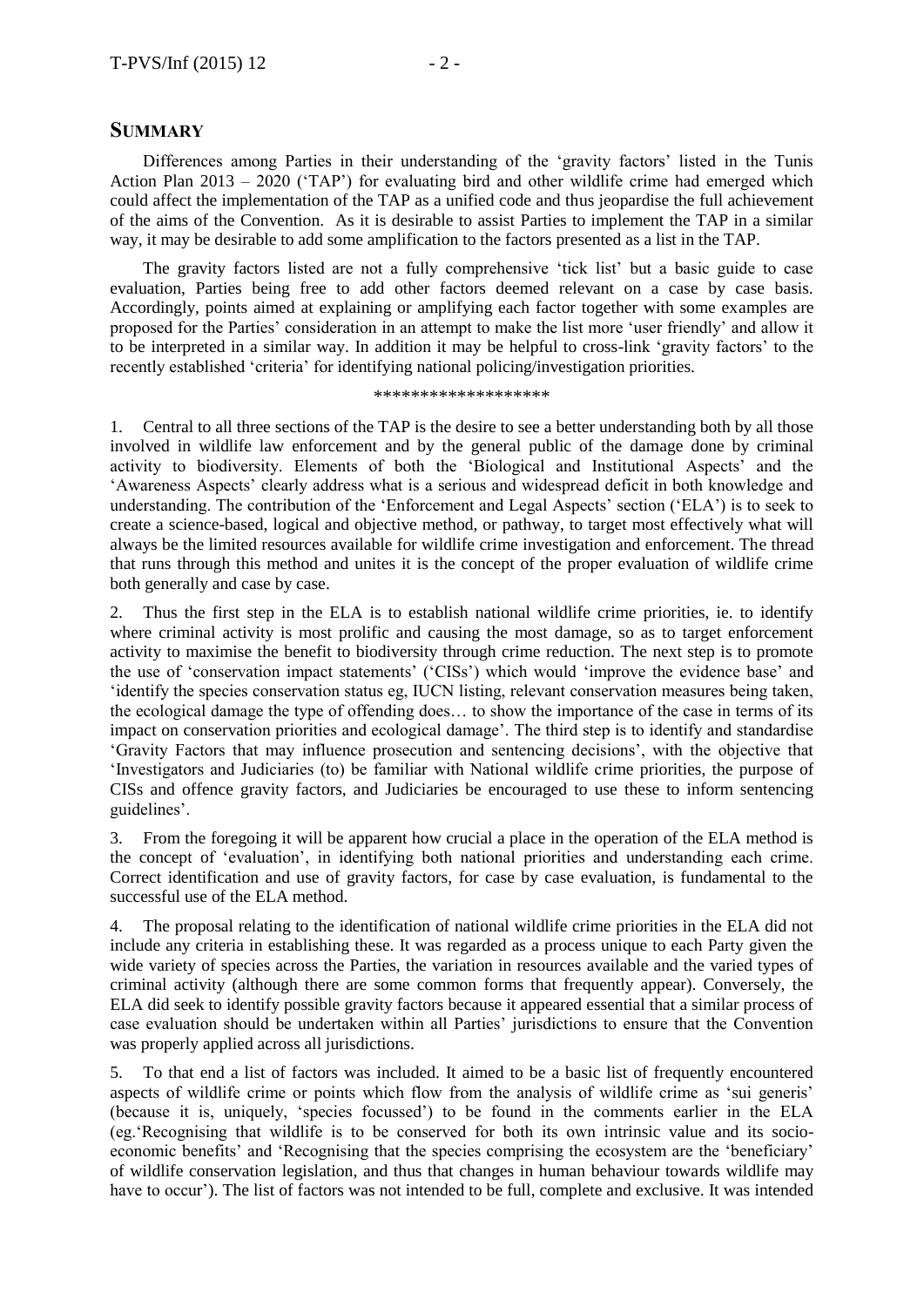## SUMMARY

Differences among Parties in their understanding of the 'gravity factors' listed in the Tunis Action Plan 2013 – 2020 ('TAP') for evaluating bird and other wildlife crime had emerged which could affect the implementation of the TAP as a unified code and thus jeopardise the full achievement of the aims of the Convention. As it is desirable to assist Parties to implement the TAP in a similar way, it may be desirable to add some amplification to the factors presented as a list in the TAP.

The gravity factors listed are not a fully comprehensive 'tick list' but a basic guide to case evaluation, Parties being free to add other factors deemed relevant on a case by case basis. Accordingly, points aimed at explaining or amplifying each factor together with some examples are proposed for the Parties' consideration in an attempt to make the list more 'user friendly' and allow it to be interpreted in a similar way. In addition it may be helpful to cross-link 'gravity factors' to the recently established 'criteria' for identifying national policing/investigation priorities.

*******************

1. Central to all three sections of the TAP is the desire to see a better understanding both by all those involved in wildlife law enforcement and by the general public of the damage done by criminal activity to biodiversity. Elements of both the 'Biological and Institutional Aspects' and the 'Awareness Aspects' clearly address what is a serious and widespread deficit in both knowledge and understanding. The contribution of the 'Enforcement and Legal Aspects' section ('ELA') is to seek to create a science-based, logical and objective method, or pathway, to target most effectively what will always be the limited resources available for wildlife crime investigation and enforcement. The thread that runs through this method and unites it is the concept of the proper evaluation of wildlife crime both generally and case by case.

2. Thus the first step in the ELA is to establish national wildlife crime priorities, ie. to identify where criminal activity is most prolific and causing the most damage, so as to target enforcement activity to maximise the benefit to biodiversity through crime reduction. The next step is to promote the use of 'conservation impact statements' ('CISs') which would 'improve the evidence base' and 'identify the species conservation status eg, IUCN listing, relevant conservation measures being taken, the ecological damage the type of offending does… to show the importance of the case in terms of its impact on conservation priorities and ecological damage'. The third step is to identify and standardise 'Gravity Factors that may influence prosecution and sentencing decisions', with the objective that 'Investigators and Judiciaries (to) be familiar with National wildlife crime priorities, the purpose of CISs and offence gravity factors, and Judiciaries be encouraged to use these to inform sentencing guidelines'.

3. From the foregoing it will be apparent how crucial a place in the operation of the ELA method is the concept of 'evaluation', in identifying both national priorities and understanding each crime. Correct identification and use of gravity factors, for case by case evaluation, is fundamental to the successful use of the ELA method.

4. The proposal relating to the identification of national wildlife crime priorities in the ELA did not include any criteria in establishing these. It was regarded as a process unique to each Party given the wide variety of species across the Parties, the variation in resources available and the varied types of criminal activity (although there are some common forms that frequently appear). Conversely, the ELA did seek to identify possible gravity factors because it appeared essential that a similar process of case evaluation should be undertaken within all Parties' jurisdictions to ensure that the Convention was properly applied across all jurisdictions.

5. To that end a list of factors was included. It aimed to be a basic list of frequently encountered aspects of wildlife crime or points which flow from the analysis of wildlife crime as 'sui generis' (because it is, uniquely, 'species focussed') to be found in the comments earlier in the ELA (eg.'Recognising that wildlife is to be conserved for both its own intrinsic value and its socio-economic benefits' and 'Recognising that the species comprising the ecosystem are the 'beneficiary' of wildlife conservation legislation, and thus that changes in human behaviour towards wildlife may have to occur'). The list of factors was not intended to be full, complete and exclusive. It was intended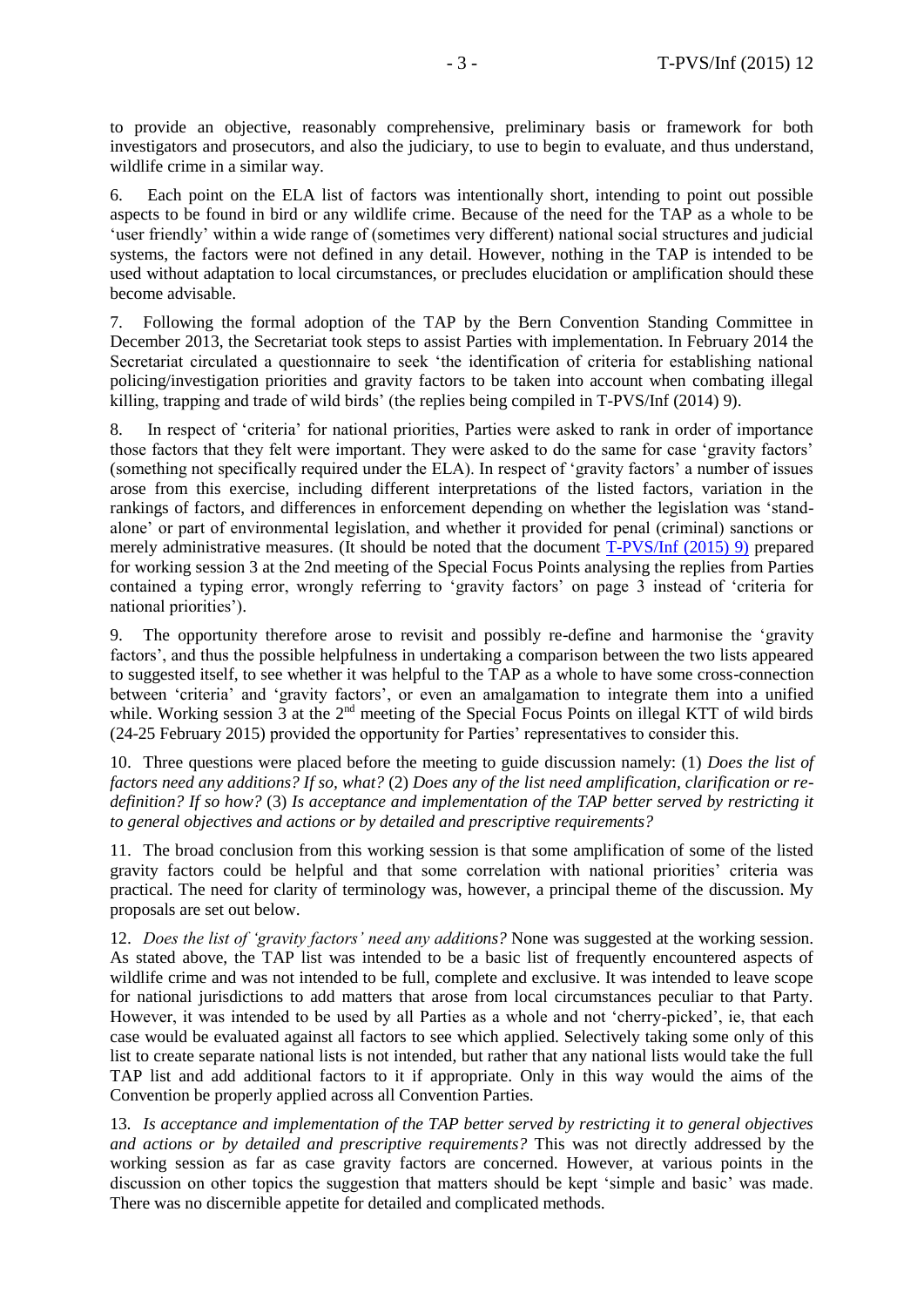to provide an objective, reasonably comprehensive, preliminary basis or framework for both investigators and prosecutors, and also the judiciary, to use to begin to evaluate, and thus understand, wildlife crime in a similar way.

6. Each point on the ELA list of factors was intentionally short, intending to point out possible aspects to be found in bird or any wildlife crime. Because of the need for the TAP as a whole to be 'user friendly' within a wide range of (sometimes very different) national social structures and judicial systems, the factors were not defined in any detail. However, nothing in the TAP is intended to be used without adaptation to local circumstances, or precludes elucidation or amplification should these become advisable.

7. Following the formal adoption of the TAP by the Bern Convention Standing Committee in December 2013, the Secretariat took steps to assist Parties with implementation. In February 2014 the Secretariat circulated a questionnaire to seek 'the identification of criteria for establishing national policing/investigation priorities and gravity factors to be taken into account when combating illegal killing, trapping and trade of wild birds' (the replies being compiled in T-PVS/Inf (2014) 9).

8. In respect of 'criteria' for national priorities, Parties were asked to rank in order of importance those factors that they felt were important. They were asked to do the same for case 'gravity factors' (something not specifically required under the ELA). In respect of 'gravity factors' a number of issues arose from this exercise, including different interpretations of the listed factors, variation in the rankings of factors, and differences in enforcement depending on whether the legislation was 'stand-alone' or part of environmental legislation, and whether it provided for penal (criminal) sanctions or merely administrative measures. (It should be noted that the document T-PVS/Inf (2015) 9) prepared for working session 3 at the 2nd meeting of the Special Focus Points analysing the replies from Parties contained a typing error, wrongly referring to 'gravity factors' on page 3 instead of 'criteria for national priorities').

9. The opportunity therefore arose to revisit and possibly re-define and harmonise the 'gravity factors', and thus the possible helpfulness in undertaking a comparison between the two lists appeared to suggested itself, to see whether it was helpful to the TAP as a whole to have some cross-connection between 'criteria' and 'gravity factors', or even an amalgamation to integrate them into a unified while. Working session 3 at the 2nd meeting of the Special Focus Points on illegal KTT of wild birds (24-25 February 2015) provided the opportunity for Parties' representatives to consider this.

10. Three questions were placed before the meeting to guide discussion namely: (1) *Does the list of factors need any additions? If so, what?* (2) *Does any of the list need amplification, clarification or re-definition? If so how?* (3) *Is acceptance and implementation of the TAP better served by restricting it to general objectives and actions or by detailed and prescriptive requirements?*

11. The broad conclusion from this working session is that some amplification of some of the listed gravity factors could be helpful and that some correlation with national priorities' criteria was practical. The need for clarity of terminology was, however, a principal theme of the discussion. My proposals are set out below.

12. *Does the list of 'gravity factors' need any additions?* None was suggested at the working session. As stated above, the TAP list was intended to be a basic list of frequently encountered aspects of wildlife crime and was not intended to be full, complete and exclusive. It was intended to leave scope for national jurisdictions to add matters that arose from local circumstances peculiar to that Party. However, it was intended to be used by all Parties as a whole and not 'cherry-picked', ie, that each case would be evaluated against all factors to see which applied. Selectively taking some only of this list to create separate national lists is not intended, but rather that any national lists would take the full TAP list and add additional factors to it if appropriate. Only in this way would the aims of the Convention be properly applied across all Convention Parties.

13. *Is acceptance and implementation of the TAP better served by restricting it to general objectives and actions or by detailed and prescriptive requirements?* This was not directly addressed by the working session as far as case gravity factors are concerned. However, at various points in the discussion on other topics the suggestion that matters should be kept 'simple and basic' was made. There was no discernible appetite for detailed and complicated methods.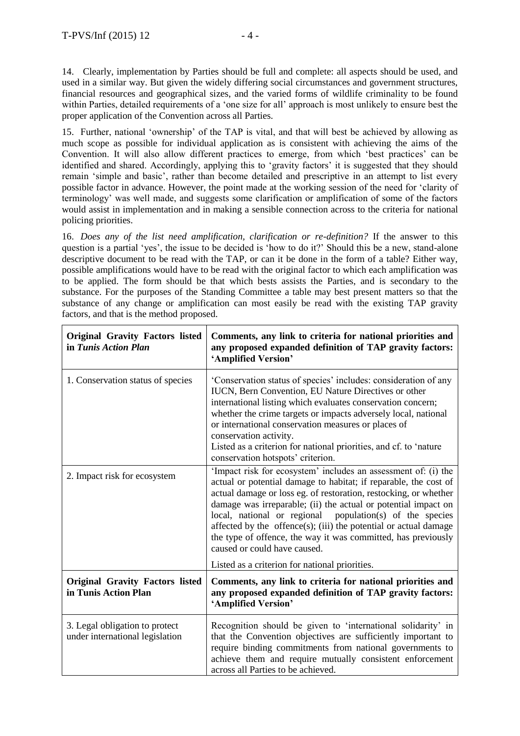14. Clearly, implementation by Parties should be full and complete: all aspects should be used, and used in a similar way. But given the widely differing social circumstances and government structures, financial resources and geographical sizes, and the varied forms of wildlife criminality to be found within Parties, detailed requirements of a 'one size for all' approach is most unlikely to ensure best the proper application of the Convention across all Parties.

15. Further, national 'ownership' of the TAP is vital, and that will best be achieved by allowing as much scope as possible for individual application as is consistent with achieving the aims of the Convention. It will also allow different practices to emerge, from which 'best practices' can be identified and shared. Accordingly, applying this to 'gravity factors' it is suggested that they should remain 'simple and basic', rather than become detailed and prescriptive in an attempt to list every possible factor in advance. However, the point made at the working session of the need for 'clarity of terminology' was well made, and suggests some clarification or amplification of some of the factors would assist in implementation and in making a sensible connection across to the criteria for national policing priorities.

16. *Does any of the list need amplification, clarification or re-definition?* If the answer to this question is a partial 'yes', the issue to be decided is 'how to do it?' Should this be a new, stand-alone descriptive document to be read with the TAP, or can it be done in the form of a table? Either way, possible amplifications would have to be read with the original factor to which each amplification was to be applied. The form should be that which bests assists the Parties, and is secondary to the substance. For the purposes of the Standing Committee a table may best present matters so that the substance of any change or amplification can most easily be read with the existing TAP gravity factors, and that is the method proposed.

| **Original Gravity Factors listed in *Tunis Action Plan*** | **Comments, any link to criteria for national priorities and any proposed expanded definition of TAP gravity factors: 'Amplified Version'** |
|---|---|
| 1. Conservation status of species | 'Conservation status of species' includes: consideration of any IUCN, Bern Convention, EU Nature Directives or other international listing which evaluates conservation concern; whether the crime targets or impacts adversely local, national or international conservation measures or places of conservation activity.<br>Listed as a criterion for national priorities, and cf. to 'nature conservation hotspots' criterion. |
| 2. Impact risk for ecosystem | 'Impact risk for ecosystem' includes an assessment of: (i) the actual or potential damage to habitat; if reparable, the cost of actual damage or loss eg. of restoration, restocking, or whether damage was irreparable; (ii) the actual or potential impact on local, national or regional population(s) of the species affected by the offence(s); (iii) the potential or actual damage the type of offence, the way it was committed, has previously caused or could have caused.<br>Listed as a criterion for national priorities. |
| 3. Legal obligation to protect under international legislation | Recognition should be given to 'international solidarity' in that the Convention objectives are sufficiently important to require binding commitments from national governments to achieve them and require mutually consistent enforcement across all Parties to be achieved. |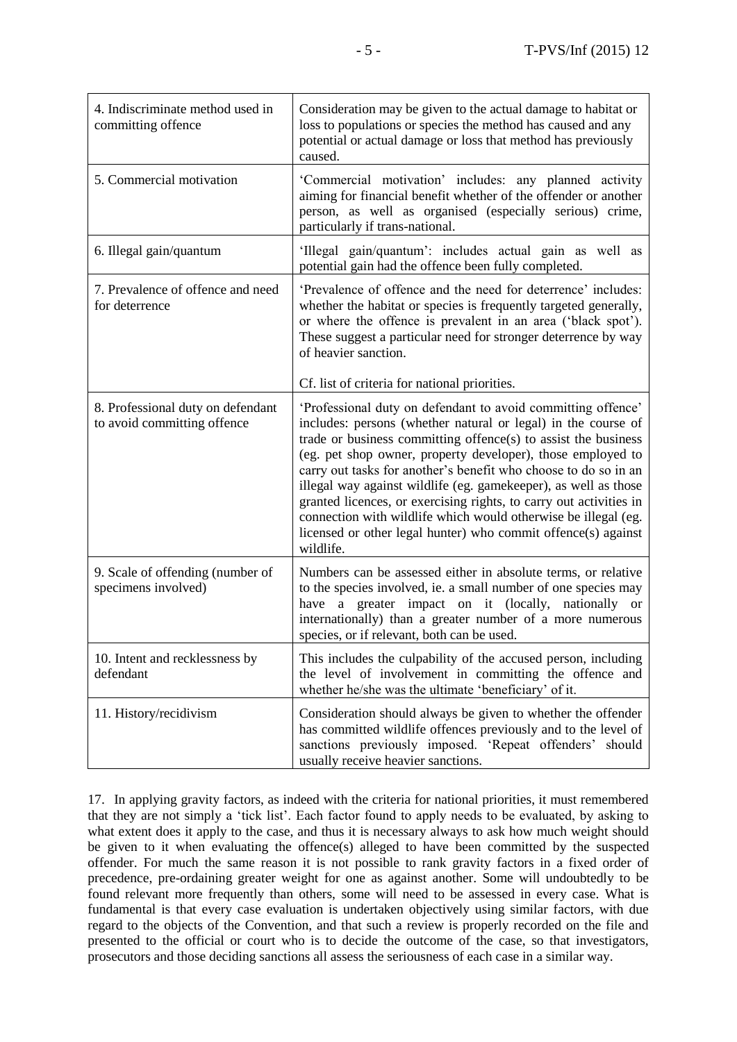| | |
|---|---|
| 4. Indiscriminate method used in committing offence | Consideration may be given to the actual damage to habitat or loss to populations or species the method has caused and any potential or actual damage or loss that method has previously caused. |
| 5. Commercial motivation | 'Commercial motivation' includes: any planned activity aiming for financial benefit whether of the offender or another person, as well as organised (especially serious) crime, particularly if trans-national. |
| 6. Illegal gain/quantum | 'Illegal gain/quantum': includes actual gain as well as potential gain had the offence been fully completed. |
| 7. Prevalence of offence and need for deterrence | 'Prevalence of offence and the need for deterrence' includes: whether the habitat or species is frequently targeted generally, or where the offence is prevalent in an area ('black spot'). These suggest a particular need for stronger deterrence by way of heavier sanction.<br><br>Cf. list of criteria for national priorities. |
| 8. Professional duty on defendant to avoid committing offence | 'Professional duty on defendant to avoid committing offence' includes: persons (whether natural or legal) in the course of trade or business committing offence(s) to assist the business (eg. pet shop owner, property developer), those employed to carry out tasks for another's benefit who choose to do so in an illegal way against wildlife (eg. gamekeeper), as well as those granted licences, or exercising rights, to carry out activities in connection with wildlife which would otherwise be illegal (eg. licensed or other legal hunter) who commit offence(s) against wildlife. |
| 9. Scale of offending (number of specimens involved) | Numbers can be assessed either in absolute terms, or relative to the species involved, ie. a small number of one species may have a greater impact on it (locally, nationally or internationally) than a greater number of a more numerous species, or if relevant, both can be used. |
| 10. Intent and recklessness by defendant | This includes the culpability of the accused person, including the level of involvement in committing the offence and whether he/she was the ultimate 'beneficiary' of it. |
| 11. History/recidivism | Consideration should always be given to whether the offender has committed wildlife offences previously and to the level of sanctions previously imposed. 'Repeat offenders' should usually receive heavier sanctions. |

17. In applying gravity factors, as indeed with the criteria for national priorities, it must remembered that they are not simply a 'tick list'. Each factor found to apply needs to be evaluated, by asking to what extent does it apply to the case, and thus it is necessary always to ask how much weight should be given to it when evaluating the offence(s) alleged to have been committed by the suspected offender. For much the same reason it is not possible to rank gravity factors in a fixed order of precedence, pre-ordaining greater weight for one as against another. Some will undoubtedly to be found relevant more frequently than others, some will need to be assessed in every case. What is fundamental is that every case evaluation is undertaken objectively using similar factors, with due regard to the objects of the Convention, and that such a review is properly recorded on the file and presented to the official or court who is to decide the outcome of the case, so that investigators, prosecutors and those deciding sanctions all assess the seriousness of each case in a similar way.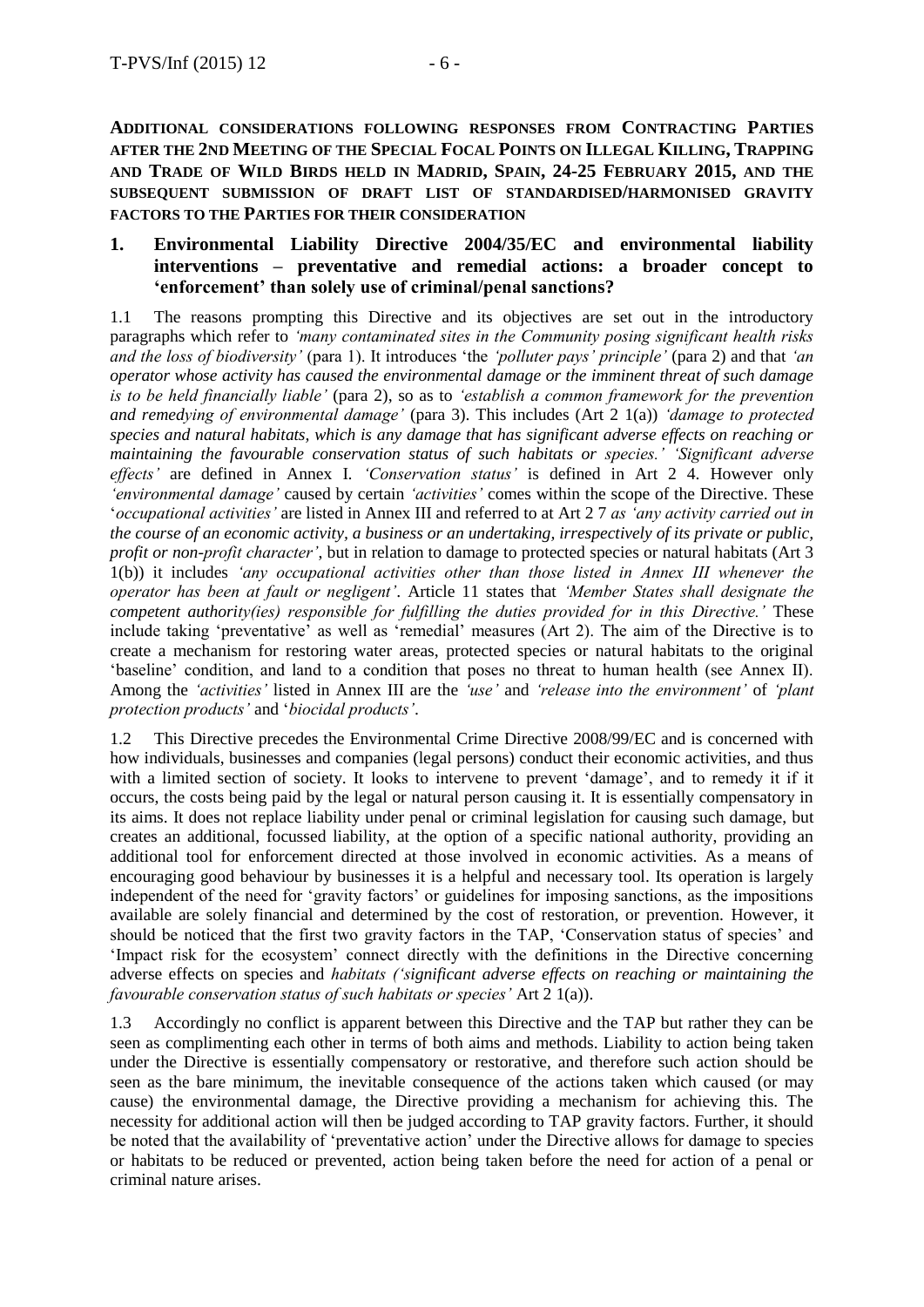**ADDITIONAL CONSIDERATIONS FOLLOWING RESPONSES FROM CONTRACTING PARTIES AFTER THE 2ND MEETING OF THE SPECIAL FOCAL POINTS ON ILLEGAL KILLING, TRAPPING AND TRADE OF WILD BIRDS HELD IN MADRID, SPAIN, 24-25 FEBRUARY 2015, AND THE SUBSEQUENT SUBMISSION OF DRAFT LIST OF STANDARDISED/HARMONISED GRAVITY FACTORS TO THE PARTIES FOR THEIR CONSIDERATION**

## 1. Environmental Liability Directive 2004/35/EC and environmental liability interventions – preventative and remedial actions: a broader concept to 'enforcement' than solely use of criminal/penal sanctions?

1.1 The reasons prompting this Directive and its objectives are set out in the introductory paragraphs which refer to *'many contaminated sites in the Community posing significant health risks and the loss of biodiversity'* (para 1). It introduces 'the *'polluter pays' principle'* (para 2) and that *'an operator whose activity has caused the environmental damage or the imminent threat of such damage is to be held financially liable'* (para 2), so as to *'establish a common framework for the prevention and remedying of environmental damage'* (para 3). This includes (Art 2 1(a)) *'damage to protected species and natural habitats, which is any damage that has significant adverse effects on reaching or maintaining the favourable conservation status of such habitats or species.' 'Significant adverse effects'* are defined in Annex I. *'Conservation status'* is defined in Art 2 4. However only *'environmental damage'* caused by certain *'activities'* comes within the scope of the Directive. These '*occupational activities'* are listed in Annex III and referred to at Art 2 7 *as 'any activity carried out in the course of an economic activity, a business or an undertaking, irrespectively of its private or public, profit or non-profit character'*, but in relation to damage to protected species or natural habitats (Art 3 1(b)) it includes *'any occupational activities other than those listed in Annex III whenever the operator has been at fault or negligent'*. Article 11 states that *'Member States shall designate the competent authority(ies) responsible for fulfilling the duties provided for in this Directive.'* These include taking 'preventative' as well as 'remedial' measures (Art 2). The aim of the Directive is to create a mechanism for restoring water areas, protected species or natural habitats to the original 'baseline' condition, and land to a condition that poses no threat to human health (see Annex II). Among the *'activities'* listed in Annex III are the *'use'* and *'release into the environment'* of *'plant protection products'* and '*biocidal products'*.

1.2 This Directive precedes the Environmental Crime Directive 2008/99/EC and is concerned with how individuals, businesses and companies (legal persons) conduct their economic activities, and thus with a limited section of society. It looks to intervene to prevent 'damage', and to remedy it if it occurs, the costs being paid by the legal or natural person causing it. It is essentially compensatory in its aims. It does not replace liability under penal or criminal legislation for causing such damage, but creates an additional, focussed liability, at the option of a specific national authority, providing an additional tool for enforcement directed at those involved in economic activities. As a means of encouraging good behaviour by businesses it is a helpful and necessary tool. Its operation is largely independent of the need for 'gravity factors' or guidelines for imposing sanctions, as the impositions available are solely financial and determined by the cost of restoration, or prevention. However, it should be noticed that the first two gravity factors in the TAP, 'Conservation status of species' and 'Impact risk for the ecosystem' connect directly with the definitions in the Directive concerning adverse effects on species and *habitats ('significant adverse effects on reaching or maintaining the favourable conservation status of such habitats or species'* Art 2 1(a)).

1.3 Accordingly no conflict is apparent between this Directive and the TAP but rather they can be seen as complimenting each other in terms of both aims and methods. Liability to action being taken under the Directive is essentially compensatory or restorative, and therefore such action should be seen as the bare minimum, the inevitable consequence of the actions taken which caused (or may cause) the environmental damage, the Directive providing a mechanism for achieving this. The necessity for additional action will then be judged according to TAP gravity factors. Further, it should be noted that the availability of 'preventative action' under the Directive allows for damage to species or habitats to be reduced or prevented, action being taken before the need for action of a penal or criminal nature arises.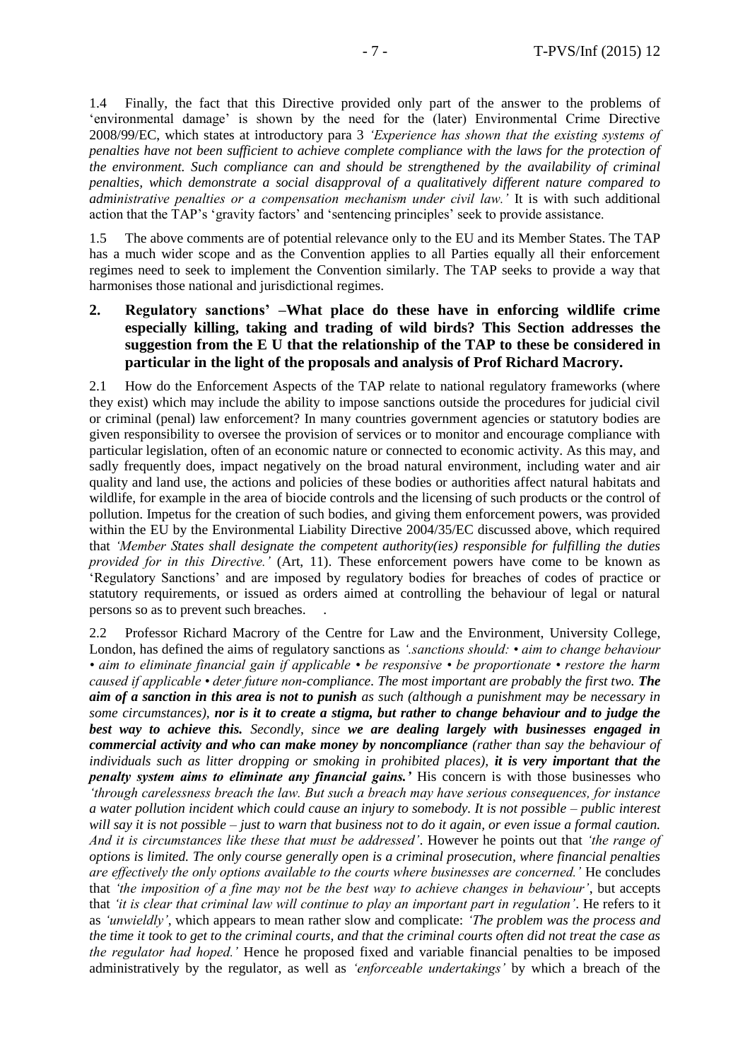1.4 Finally, the fact that this Directive provided only part of the answer to the problems of 'environmental damage' is shown by the need for the (later) Environmental Crime Directive 2008/99/EC, which states at introductory para 3 *'Experience has shown that the existing systems of penalties have not been sufficient to achieve complete compliance with the laws for the protection of the environment. Such compliance can and should be strengthened by the availability of criminal penalties, which demonstrate a social disapproval of a qualitatively different nature compared to administrative penalties or a compensation mechanism under civil law.'* It is with such additional action that the TAP's 'gravity factors' and 'sentencing principles' seek to provide assistance.

1.5 The above comments are of potential relevance only to the EU and its Member States. The TAP has a much wider scope and as the Convention applies to all Parties equally all their enforcement regimes need to seek to implement the Convention similarly. The TAP seeks to provide a way that harmonises those national and jurisdictional regimes.

## 2. Regulatory sanctions' –What place do these have in enforcing wildlife crime especially killing, taking and trading of wild birds? This Section addresses the suggestion from the E U that the relationship of the TAP to these be considered in particular in the light of the proposals and analysis of Prof Richard Macrory.

2.1 How do the Enforcement Aspects of the TAP relate to national regulatory frameworks (where they exist) which may include the ability to impose sanctions outside the procedures for judicial civil or criminal (penal) law enforcement? In many countries government agencies or statutory bodies are given responsibility to oversee the provision of services or to monitor and encourage compliance with particular legislation, often of an economic nature or connected to economic activity. As this may, and sadly frequently does, impact negatively on the broad natural environment, including water and air quality and land use, the actions and policies of these bodies or authorities affect natural habitats and wildlife, for example in the area of biocide controls and the licensing of such products or the control of pollution. Impetus for the creation of such bodies, and giving them enforcement powers, was provided within the EU by the Environmental Liability Directive 2004/35/EC discussed above, which required that *'Member States shall designate the competent authority(ies) responsible for fulfilling the duties provided for in this Directive.'* (Art, 11). These enforcement powers have come to be known as 'Regulatory Sanctions' and are imposed by regulatory bodies for breaches of codes of practice or statutory requirements, or issued as orders aimed at controlling the behaviour of legal or natural persons so as to prevent such breaches. .

2.2 Professor Richard Macrory of the Centre for Law and the Environment, University College, London, has defined the aims of regulatory sanctions as *'.sanctions should: • aim to change behaviour • aim to eliminate financial gain if applicable • be responsive • be proportionate • restore the harm caused if applicable • deter future non-compliance. The most important are probably the first two.* ***The aim of a sanction in this area is not to punish*** *as such (although a punishment may be necessary in some circumstances),* ***nor is it to create a stigma, but rather to change behaviour and to judge the best way to achieve this.*** *Secondly, since* ***we are dealing largely with businesses engaged in commercial activity and who can make money by noncompliance*** *(rather than say the behaviour of individuals such as litter dropping or smoking in prohibited places),* ***it is very important that the penalty system aims to eliminate any financial gains.'*** His concern is with those businesses who *'through carelessness breach the law. But such a breach may have serious consequences, for instance a water pollution incident which could cause an injury to somebody. It is not possible – public interest will say it is not possible – just to warn that business not to do it again, or even issue a formal caution. And it is circumstances like these that must be addressed'*. However he points out that *'the range of options is limited. The only course generally open is a criminal prosecution, where financial penalties are effectively the only options available to the courts where businesses are concerned.'* He concludes that *'the imposition of a fine may not be the best way to achieve changes in behaviour'*, but accepts that *'it is clear that criminal law will continue to play an important part in regulation'*. He refers to it as *'unwieldly'*, which appears to mean rather slow and complicate: *'The problem was the process and the time it took to get to the criminal courts, and that the criminal courts often did not treat the case as the regulator had hoped.'* Hence he proposed fixed and variable financial penalties to be imposed administratively by the regulator, as well as *'enforceable undertakings'* by which a breach of the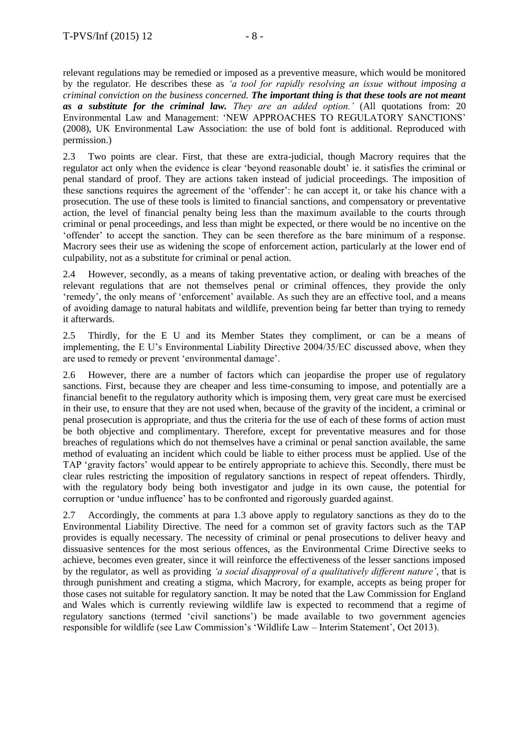relevant regulations may be remedied or imposed as a preventive measure, which would be monitored by the regulator. He describes these as *'a tool for rapidly resolving an issue without imposing a criminal conviction on the business concerned.* ***The important thing is that these tools are not meant as a substitute for the criminal law.*** *They are an added option.'* (All quotations from: 20 Environmental Law and Management: 'NEW APPROACHES TO REGULATORY SANCTIONS' (2008), UK Environmental Law Association: the use of bold font is additional. Reproduced with permission.)

2.3 Two points are clear. First, that these are extra-judicial, though Macrory requires that the regulator act only when the evidence is clear 'beyond reasonable doubt' ie. it satisfies the criminal or penal standard of proof. They are actions taken instead of judicial proceedings. The imposition of these sanctions requires the agreement of the 'offender': he can accept it, or take his chance with a prosecution. The use of these tools is limited to financial sanctions, and compensatory or preventative action, the level of financial penalty being less than the maximum available to the courts through criminal or penal proceedings, and less than might be expected, or there would be no incentive on the 'offender' to accept the sanction. They can be seen therefore as the bare minimum of a response. Macrory sees their use as widening the scope of enforcement action, particularly at the lower end of culpability, not as a substitute for criminal or penal action.

2.4 However, secondly, as a means of taking preventative action, or dealing with breaches of the relevant regulations that are not themselves penal or criminal offences, they provide the only 'remedy', the only means of 'enforcement' available. As such they are an effective tool, and a means of avoiding damage to natural habitats and wildlife, prevention being far better than trying to remedy it afterwards.

2.5 Thirdly, for the E U and its Member States they compliment, or can be a means of implementing, the E U's Environmental Liability Directive 2004/35/EC discussed above, when they are used to remedy or prevent 'environmental damage'.

2.6 However, there are a number of factors which can jeopardise the proper use of regulatory sanctions. First, because they are cheaper and less time-consuming to impose, and potentially are a financial benefit to the regulatory authority which is imposing them, very great care must be exercised in their use, to ensure that they are not used when, because of the gravity of the incident, a criminal or penal prosecution is appropriate, and thus the criteria for the use of each of these forms of action must be both objective and complimentary. Therefore, except for preventative measures and for those breaches of regulations which do not themselves have a criminal or penal sanction available, the same method of evaluating an incident which could be liable to either process must be applied. Use of the TAP 'gravity factors' would appear to be entirely appropriate to achieve this. Secondly, there must be clear rules restricting the imposition of regulatory sanctions in respect of repeat offenders. Thirdly, with the regulatory body being both investigator and judge in its own cause, the potential for corruption or 'undue influence' has to be confronted and rigorously guarded against.

2.7 Accordingly, the comments at para 1.3 above apply to regulatory sanctions as they do to the Environmental Liability Directive. The need for a common set of gravity factors such as the TAP provides is equally necessary. The necessity of criminal or penal prosecutions to deliver heavy and dissuasive sentences for the most serious offences, as the Environmental Crime Directive seeks to achieve, becomes even greater, since it will reinforce the effectiveness of the lesser sanctions imposed by the regulator, as well as providing *'a social disapproval of a qualitatively different nature'*, that is through punishment and creating a stigma, which Macrory, for example, accepts as being proper for those cases not suitable for regulatory sanction. It may be noted that the Law Commission for England and Wales which is currently reviewing wildlife law is expected to recommend that a regime of regulatory sanctions (termed 'civil sanctions') be made available to two government agencies responsible for wildlife (see Law Commission's 'Wildlife Law – Interim Statement', Oct 2013).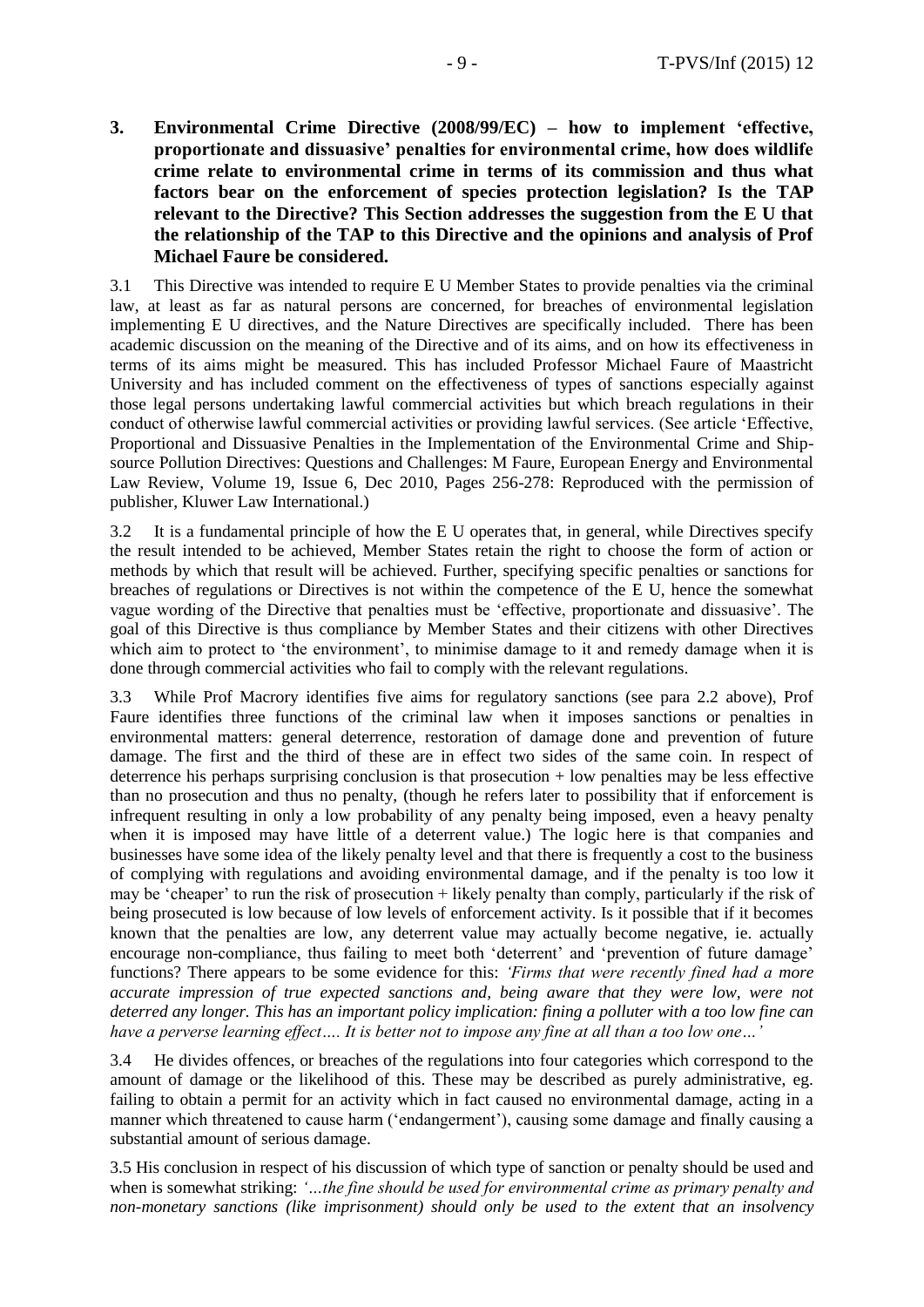**3. Environmental Crime Directive (2008/99/EC) – how to implement 'effective, proportionate and dissuasive' penalties for environmental crime, how does wildlife crime relate to environmental crime in terms of its commission and thus what factors bear on the enforcement of species protection legislation? Is the TAP relevant to the Directive? This Section addresses the suggestion from the E U that the relationship of the TAP to this Directive and the opinions and analysis of Prof Michael Faure be considered.**

3.1 This Directive was intended to require E U Member States to provide penalties via the criminal law, at least as far as natural persons are concerned, for breaches of environmental legislation implementing E U directives, and the Nature Directives are specifically included. There has been academic discussion on the meaning of the Directive and of its aims, and on how its effectiveness in terms of its aims might be measured. This has included Professor Michael Faure of Maastricht University and has included comment on the effectiveness of types of sanctions especially against those legal persons undertaking lawful commercial activities but which breach regulations in their conduct of otherwise lawful commercial activities or providing lawful services. (See article 'Effective, Proportional and Dissuasive Penalties in the Implementation of the Environmental Crime and Ship-source Pollution Directives: Questions and Challenges: M Faure, European Energy and Environmental Law Review, Volume 19, Issue 6, Dec 2010, Pages 256-278: Reproduced with the permission of publisher, Kluwer Law International.)

3.2 It is a fundamental principle of how the E U operates that, in general, while Directives specify the result intended to be achieved, Member States retain the right to choose the form of action or methods by which that result will be achieved. Further, specifying specific penalties or sanctions for breaches of regulations or Directives is not within the competence of the E U, hence the somewhat vague wording of the Directive that penalties must be 'effective, proportionate and dissuasive'. The goal of this Directive is thus compliance by Member States and their citizens with other Directives which aim to protect to 'the environment', to minimise damage to it and remedy damage when it is done through commercial activities who fail to comply with the relevant regulations.

3.3 While Prof Macrory identifies five aims for regulatory sanctions (see para 2.2 above), Prof Faure identifies three functions of the criminal law when it imposes sanctions or penalties in environmental matters: general deterrence, restoration of damage done and prevention of future damage. The first and the third of these are in effect two sides of the same coin. In respect of deterrence his perhaps surprising conclusion is that prosecution + low penalties may be less effective than no prosecution and thus no penalty, (though he refers later to possibility that if enforcement is infrequent resulting in only a low probability of any penalty being imposed, even a heavy penalty when it is imposed may have little of a deterrent value.) The logic here is that companies and businesses have some idea of the likely penalty level and that there is frequently a cost to the business of complying with regulations and avoiding environmental damage, and if the penalty is too low it may be 'cheaper' to run the risk of prosecution + likely penalty than comply, particularly if the risk of being prosecuted is low because of low levels of enforcement activity. Is it possible that if it becomes known that the penalties are low, any deterrent value may actually become negative, ie. actually encourage non-compliance, thus failing to meet both 'deterrent' and 'prevention of future damage' functions? There appears to be some evidence for this: *'Firms that were recently fined had a more accurate impression of true expected sanctions and, being aware that they were low, were not deterred any longer. This has an important policy implication: fining a polluter with a too low fine can have a perverse learning effect…. It is better not to impose any fine at all than a too low one…'*

3.4 He divides offences, or breaches of the regulations into four categories which correspond to the amount of damage or the likelihood of this. These may be described as purely administrative, eg. failing to obtain a permit for an activity which in fact caused no environmental damage, acting in a manner which threatened to cause harm ('endangerment'), causing some damage and finally causing a substantial amount of serious damage.

3.5 His conclusion in respect of his discussion of which type of sanction or penalty should be used and when is somewhat striking: *'…the fine should be used for environmental crime as primary penalty and non-monetary sanctions (like imprisonment) should only be used to the extent that an insolvency*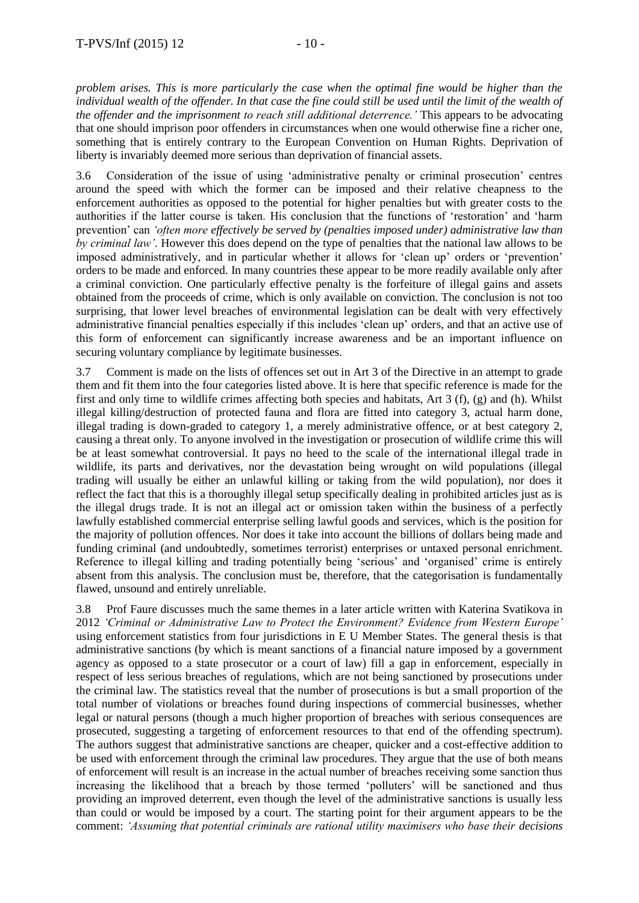*problem arises. This is more particularly the case when the optimal fine would be higher than the individual wealth of the offender. In that case the fine could still be used until the limit of the wealth of the offender and the imprisonment to reach still additional deterrence.'* This appears to be advocating that one should imprison poor offenders in circumstances when one would otherwise fine a richer one, something that is entirely contrary to the European Convention on Human Rights. Deprivation of liberty is invariably deemed more serious than deprivation of financial assets.

3.6 Consideration of the issue of using 'administrative penalty or criminal prosecution' centres around the speed with which the former can be imposed and their relative cheapness to the enforcement authorities as opposed to the potential for higher penalties but with greater costs to the authorities if the latter course is taken. His conclusion that the functions of 'restoration' and 'harm prevention' can *'often more effectively be served by (penalties imposed under) administrative law than by criminal law'*. However this does depend on the type of penalties that the national law allows to be imposed administratively, and in particular whether it allows for 'clean up' orders or 'prevention' orders to be made and enforced. In many countries these appear to be more readily available only after a criminal conviction. One particularly effective penalty is the forfeiture of illegal gains and assets obtained from the proceeds of crime, which is only available on conviction. The conclusion is not too surprising, that lower level breaches of environmental legislation can be dealt with very effectively administrative financial penalties especially if this includes 'clean up' orders, and that an active use of this form of enforcement can significantly increase awareness and be an important influence on securing voluntary compliance by legitimate businesses.

3.7 Comment is made on the lists of offences set out in Art 3 of the Directive in an attempt to grade them and fit them into the four categories listed above. It is here that specific reference is made for the first and only time to wildlife crimes affecting both species and habitats, Art 3 (f), (g) and (h). Whilst illegal killing/destruction of protected fauna and flora are fitted into category 3, actual harm done, illegal trading is down-graded to category 1, a merely administrative offence, or at best category 2, causing a threat only. To anyone involved in the investigation or prosecution of wildlife crime this will be at least somewhat controversial. It pays no heed to the scale of the international illegal trade in wildlife, its parts and derivatives, nor the devastation being wrought on wild populations (illegal trading will usually be either an unlawful killing or taking from the wild population), nor does it reflect the fact that this is a thoroughly illegal setup specifically dealing in prohibited articles just as is the illegal drugs trade. It is not an illegal act or omission taken within the business of a perfectly lawfully established commercial enterprise selling lawful goods and services, which is the position for the majority of pollution offences. Nor does it take into account the billions of dollars being made and funding criminal (and undoubtedly, sometimes terrorist) enterprises or untaxed personal enrichment. Reference to illegal killing and trading potentially being 'serious' and 'organised' crime is entirely absent from this analysis. The conclusion must be, therefore, that the categorisation is fundamentally flawed, unsound and entirely unreliable.

3.8 Prof Faure discusses much the same themes in a later article written with Katerina Svatikova in 2012 *'Criminal or Administrative Law to Protect the Environment? Evidence from Western Europe'* using enforcement statistics from four jurisdictions in E U Member States. The general thesis is that administrative sanctions (by which is meant sanctions of a financial nature imposed by a government agency as opposed to a state prosecutor or a court of law) fill a gap in enforcement, especially in respect of less serious breaches of regulations, which are not being sanctioned by prosecutions under the criminal law. The statistics reveal that the number of prosecutions is but a small proportion of the total number of violations or breaches found during inspections of commercial businesses, whether legal or natural persons (though a much higher proportion of breaches with serious consequences are prosecuted, suggesting a targeting of enforcement resources to that end of the offending spectrum). The authors suggest that administrative sanctions are cheaper, quicker and a cost-effective addition to be used with enforcement through the criminal law procedures. They argue that the use of both means of enforcement will result is an increase in the actual number of breaches receiving some sanction thus increasing the likelihood that a breach by those termed 'polluters' will be sanctioned and thus providing an improved deterrent, even though the level of the administrative sanctions is usually less than could or would be imposed by a court. The starting point for their argument appears to be the comment: *'Assuming that potential criminals are rational utility maximisers who base their decisions*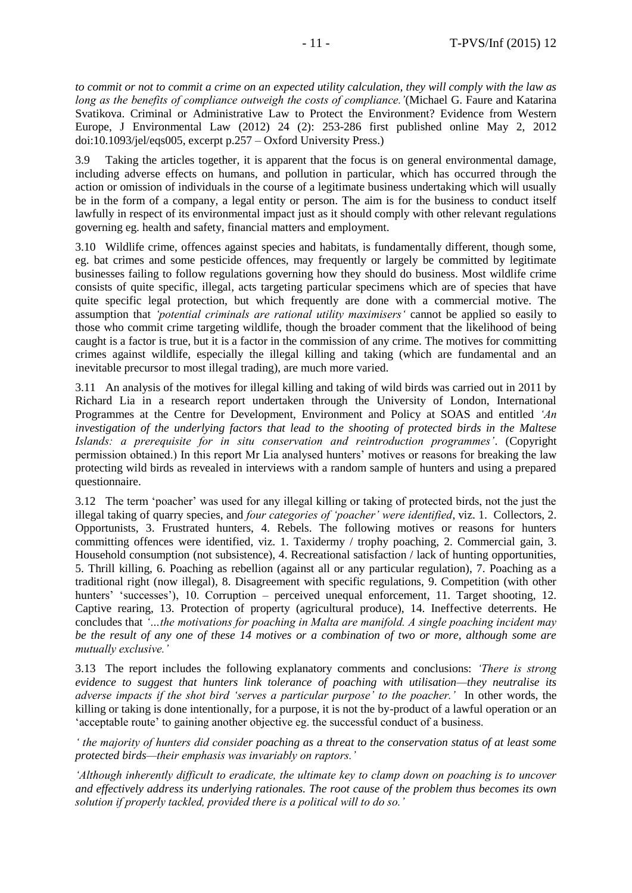*to commit or not to commit a crime on an expected utility calculation, they will comply with the law as long as the benefits of compliance outweigh the costs of compliance.'*(Michael G. Faure and Katarina Svatikova. Criminal or Administrative Law to Protect the Environment? Evidence from Western Europe, J Environmental Law (2012) 24 (2): 253-286 first published online May 2, 2012 doi:10.1093/jel/eqs005, excerpt p.257 – Oxford University Press.)

3.9 Taking the articles together, it is apparent that the focus is on general environmental damage, including adverse effects on humans, and pollution in particular, which has occurred through the action or omission of individuals in the course of a legitimate business undertaking which will usually be in the form of a company, a legal entity or person. The aim is for the business to conduct itself lawfully in respect of its environmental impact just as it should comply with other relevant regulations governing eg. health and safety, financial matters and employment.

3.10 Wildlife crime, offences against species and habitats, is fundamentally different, though some, eg. bat crimes and some pesticide offences, may frequently or largely be committed by legitimate businesses failing to follow regulations governing how they should do business. Most wildlife crime consists of quite specific, illegal, acts targeting particular specimens which are of species that have quite specific legal protection, but which frequently are done with a commercial motive. The assumption that *'potential criminals are rational utility maximisers'* cannot be applied so easily to those who commit crime targeting wildlife, though the broader comment that the likelihood of being caught is a factor is true, but it is a factor in the commission of any crime. The motives for committing crimes against wildlife, especially the illegal killing and taking (which are fundamental and an inevitable precursor to most illegal trading), are much more varied.

3.11 An analysis of the motives for illegal killing and taking of wild birds was carried out in 2011 by Richard Lia in a research report undertaken through the University of London, International Programmes at the Centre for Development, Environment and Policy at SOAS and entitled *'An investigation of the underlying factors that lead to the shooting of protected birds in the Maltese Islands: a prerequisite for in situ conservation and reintroduction programmes'*. (Copyright permission obtained.) In this report Mr Lia analysed hunters' motives or reasons for breaking the law protecting wild birds as revealed in interviews with a random sample of hunters and using a prepared questionnaire.

3.12 The term 'poacher' was used for any illegal killing or taking of protected birds, not the just the illegal taking of quarry species, and *four categories of 'poacher' were identified*, viz. 1. Collectors, 2. Opportunists, 3. Frustrated hunters, 4. Rebels. The following motives or reasons for hunters committing offences were identified, viz. 1. Taxidermy / trophy poaching, 2. Commercial gain, 3. Household consumption (not subsistence), 4. Recreational satisfaction / lack of hunting opportunities, 5. Thrill killing, 6. Poaching as rebellion (against all or any particular regulation), 7. Poaching as a traditional right (now illegal), 8. Disagreement with specific regulations, 9. Competition (with other hunters' 'successes'), 10. Corruption – perceived unequal enforcement, 11. Target shooting, 12. Captive rearing, 13. Protection of property (agricultural produce), 14. Ineffective deterrents. He concludes that *'…the motivations for poaching in Malta are manifold. A single poaching incident may be the result of any one of these 14 motives or a combination of two or more, although some are mutually exclusive.'*

3.13 The report includes the following explanatory comments and conclusions: *'There is strong evidence to suggest that hunters link tolerance of poaching with utilisation—they neutralise its adverse impacts if the shot bird 'serves a particular purpose' to the poacher.'* In other words, the killing or taking is done intentionally, for a purpose, it is not the by-product of a lawful operation or an 'acceptable route' to gaining another objective eg. the successful conduct of a business.

*' the majority of hunters did consider poaching as a threat to the conservation status of at least some protected birds—their emphasis was invariably on raptors.'*

*'Although inherently difficult to eradicate, the ultimate key to clamp down on poaching is to uncover and effectively address its underlying rationales. The root cause of the problem thus becomes its own solution if properly tackled, provided there is a political will to do so.'*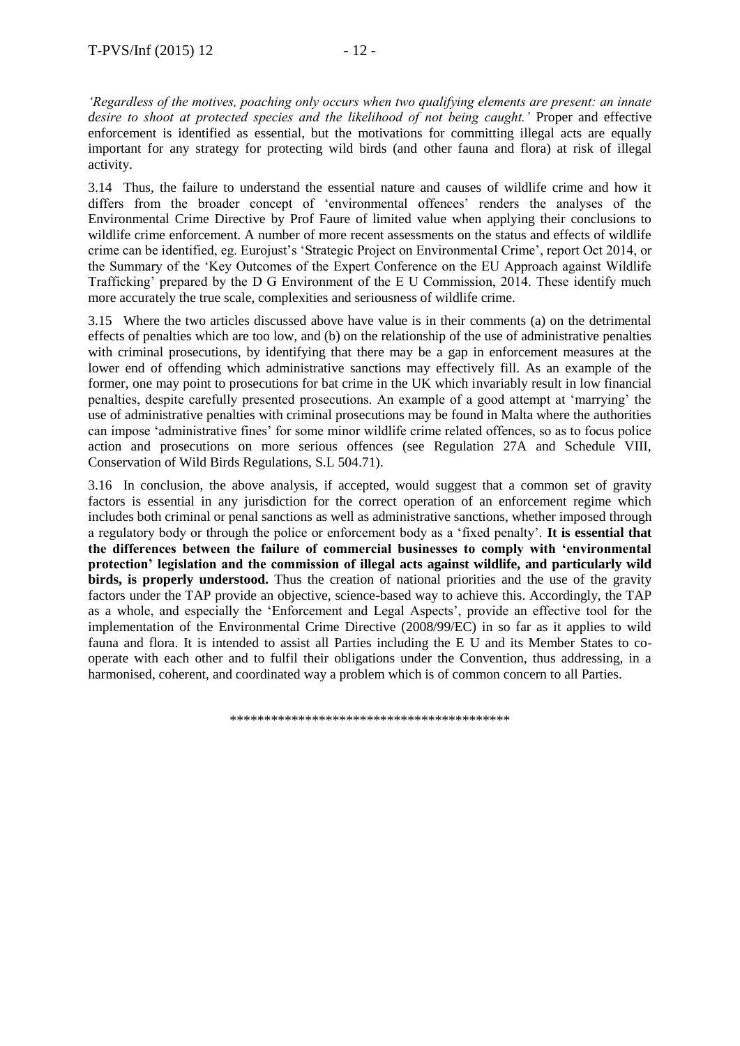*'Regardless of the motives, poaching only occurs when two qualifying elements are present: an innate desire to shoot at protected species and the likelihood of not being caught.'* Proper and effective enforcement is identified as essential, but the motivations for committing illegal acts are equally important for any strategy for protecting wild birds (and other fauna and flora) at risk of illegal activity.

3.14 Thus, the failure to understand the essential nature and causes of wildlife crime and how it differs from the broader concept of 'environmental offences' renders the analyses of the Environmental Crime Directive by Prof Faure of limited value when applying their conclusions to wildlife crime enforcement. A number of more recent assessments on the status and effects of wildlife crime can be identified, eg. Eurojust's 'Strategic Project on Environmental Crime', report Oct 2014, or the Summary of the 'Key Outcomes of the Expert Conference on the EU Approach against Wildlife Trafficking' prepared by the D G Environment of the E U Commission, 2014. These identify much more accurately the true scale, complexities and seriousness of wildlife crime.

3.15 Where the two articles discussed above have value is in their comments (a) on the detrimental effects of penalties which are too low, and (b) on the relationship of the use of administrative penalties with criminal prosecutions, by identifying that there may be a gap in enforcement measures at the lower end of offending which administrative sanctions may effectively fill. As an example of the former, one may point to prosecutions for bat crime in the UK which invariably result in low financial penalties, despite carefully presented prosecutions. An example of a good attempt at 'marrying' the use of administrative penalties with criminal prosecutions may be found in Malta where the authorities can impose 'administrative fines' for some minor wildlife crime related offences, so as to focus police action and prosecutions on more serious offences (see Regulation 27A and Schedule VIII, Conservation of Wild Birds Regulations, S.L 504.71).

3.16 In conclusion, the above analysis, if accepted, would suggest that a common set of gravity factors is essential in any jurisdiction for the correct operation of an enforcement regime which includes both criminal or penal sanctions as well as administrative sanctions, whether imposed through a regulatory body or through the police or enforcement body as a 'fixed penalty'. **It is essential that the differences between the failure of commercial businesses to comply with 'environmental protection' legislation and the commission of illegal acts against wildlife, and particularly wild birds, is properly understood.** Thus the creation of national priorities and the use of the gravity factors under the TAP provide an objective, science-based way to achieve this. Accordingly, the TAP as a whole, and especially the 'Enforcement and Legal Aspects', provide an effective tool for the implementation of the Environmental Crime Directive (2008/99/EC) in so far as it applies to wild fauna and flora. It is intended to assist all Parties including the E U and its Member States to co-operate with each other and to fulfil their obligations under the Convention, thus addressing, in a harmonised, coherent, and coordinated way a problem which is of common concern to all Parties.

\*\*\*\*\*\*\*\*\*\*\*\*\*\*\*\*\*\*\*\*\*\*\*\*\*\*\*\*\*\*\*\*\*\*\*\*\*\*\*\*\*\*